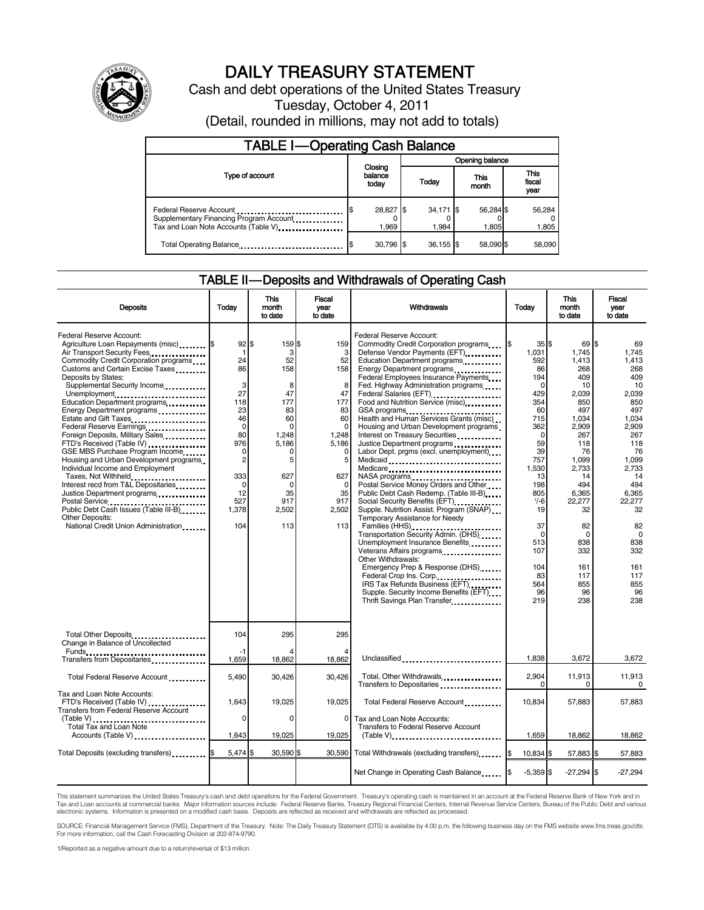# DAILY TREASURY STATEMENT

Cash and debt operations of the United States Treasury

Tuesday, October 4, 2011

(Detail, rounded in millions, may not add to totals)

## TABLE I—Operating Cash Balance

| Type of account | Closing balance today | Opening balance Today | Opening balance This month | Opening balance This fiscal year |
|---|---|---|---|---|
| Federal Reserve Account | $ 28,827 | $ 34,171 | $ 56,284 | $ 56,284 |
| Supplementary Financing Program Account | 0 | 0 | 0 | 0 |
| Tax and Loan Note Accounts (Table V) | 1,969 | 1,984 | 1,805 | 1,805 |
| Total Operating Balance | $ 30,796 | $ 36,155 | $ 58,090 | $ 58,090 |

## TABLE II—Deposits and Withdrawals of Operating Cash

| Deposits | Today | This month to date | Fiscal year to date |
|---|---|---|---|
| Federal Reserve Account: | | | |
| Agriculture Loan Repayments (misc) | $ 92 | $ 159 | $ 159 |
| Air Transport Security Fees | 1 | 3 | 3 |
| Commodity Credit Corporation programs | 24 | 52 | 52 |
| Customs and Certain Excise Taxes | 86 | 158 | 158 |
| Deposits by States: | | | |
| Supplemental Security Income | 3 | 8 | 8 |
| Unemployment | 27 | 47 | 47 |
| Education Department programs | 118 | 177 | 177 |
| Energy Department programs | 23 | 83 | 83 |
| Estate and Gift Taxes | 46 | 60 | 60 |
| Federal Reserve Earnings | 0 | 0 | 0 |
| Foreign Deposits, Military Sales | 80 | 1,248 | 1,248 |
| FTD's Received (Table IV) | 976 | 5,186 | 5,186 |
| GSE MBS Purchase Program Income | 0 | 0 | 0 |
| Housing and Urban Development programs | 2 | 5 | 5 |
| Individual Income and Employment Taxes, Not Withheld | 333 | 627 | 627 |
| Interest recd from T&L Depositaries | 0 | 0 | 0 |
| Justice Department programs | 12 | 35 | 35 |
| Postal Service | 527 | 917 | 917 |
| Public Debt Cash Issues (Table III-B) | 1,378 | 2,502 | 2,502 |
| Other Deposits: | | | |
| National Credit Union Administration | 104 | 113 | 113 |
| Total Other Deposits | 104 | 295 | 295 |
| Change in Balance of Uncollected Funds | -1 | 4 | 4 |
| Transfers from Depositaries | 1,659 | 18,862 | 18,862 |
| Total Federal Reserve Account | 5,490 | 30,426 | 30,426 |
| Tax and Loan Note Accounts: | | | |
| FTD's Received (Table IV) | 1,643 | 19,025 | 19,025 |
| Transfers from Federal Reserve Account (Table V) | 0 | 0 | 0 |
| Total Tax and Loan Note Accounts (Table V) | 1,643 | 19,025 | 19,025 |
| Total Deposits (excluding transfers) | $ 5,474 | $ 30,590 | $ 30,590 |

| Withdrawals | Today | This month to date | Fiscal year to date |
|---|---|---|---|
| Federal Reserve Account: | | | |
| Commodity Credit Corporation programs | $ 35 | $ 69 | $ 69 |
| Defense Vendor Payments (EFT) | 1,031 | 1,745 | 1,745 |
| Education Department programs | 592 | 1,413 | 1,413 |
| Energy Department programs | 86 | 268 | 268 |
| Federal Employees Insurance Payments | 194 | 409 | 409 |
| Fed. Highway Administration programs | 0 | 10 | 10 |
| Federal Salaries (EFT) | 429 | 2,039 | 2,039 |
| Food and Nutrition Service (misc) | 354 | 850 | 850 |
| GSA programs | 60 | 497 | 497 |
| Health and Human Services Grants (misc) | 715 | 1,034 | 1,034 |
| Housing and Urban Development programs | 362 | 2,909 | 2,909 |
| Interest on Treasury Securities | 0 | 267 | 267 |
| Justice Department programs | 59 | 118 | 118 |
| Labor Dept. prgms (excl. unemployment) | 39 | 76 | 76 |
| Medicaid | 757 | 1,099 | 1,099 |
| Medicare | 1,530 | 2,733 | 2,733 |
| NASA programs | 13 | 14 | 14 |
| Postal Service Money Orders and Other | 198 | 494 | 494 |
| Public Debt Cash Redemp. (Table III-B) | 805 | 6,365 | 6,365 |
| Social Security Benefits (EFT) | 1/-6 | 22,277 | 22,277 |
| Supple. Nutrition Assist. Program (SNAP) | 19 | 32 | 32 |
| Temporary Assistance for Needy Families (HHS) | 37 | 82 | 82 |
| Transportation Security Admin. (DHS) | 0 | 0 | 0 |
| Unemployment Insurance Benefits | 513 | 838 | 838 |
| Veterans Affairs programs | 107 | 332 | 332 |
| Other Withdrawals: | | | |
| Emergency Prep & Response (DHS) | 104 | 161 | 161 |
| Federal Crop Ins. Corp. | 83 | 117 | 117 |
| IRS Tax Refunds Business (EFT) | 564 | 855 | 855 |
| Supple. Security Income Benefits (EFT) | 96 | 96 | 96 |
| Thrift Savings Plan Transfer | 219 | 238 | 238 |
| Unclassified | 1,838 | 3,672 | 3,672 |
| Total, Other Withdrawals | 2,904 | 11,913 | 11,913 |
| Transfers to Depositaries | 0 | 0 | 0 |
| Total Federal Reserve Account | 10,834 | 57,883 | 57,883 |
| Tax and Loan Note Accounts: | | | |
| Transfers to Federal Reserve Account (Table V) | 1,659 | 18,862 | 18,862 |
| Total Withdrawals (excluding transfers) | $ 10,834 | $ 57,883 | $ 57,883 |
| Net Change in Operating Cash Balance | $ -5,359 | $ -27,294 | $ -27,294 |

This statement summarizes the United States Treasury's cash and debt operations for the Federal Government. Treasury's operating cash is maintained in an account at the Federal Reserve Bank of New York and in Tax and Loan accounts at commercial banks. Major information sources include: Federal Reserve Banks, Treasury Regional Financial Centers, Internal Revenue Service Centers, Bureau of the Public Debt and various electronic systems. Information is presented on a modified cash basis. Deposits are reflected as received and withdrawals are reflected as processed.

SOURCE: Financial Management Service (FMS), Department of the Treasury. Note: The Daily Treasury Statement (DTS) is available by 4:00 p.m. the following business day on the FMS website www.fms.treas.gov/dts. For more information, call the Cash Forecasting Division at 202-874-9790.

1/Reported as a negative amount due to a return/reversal of $13 million.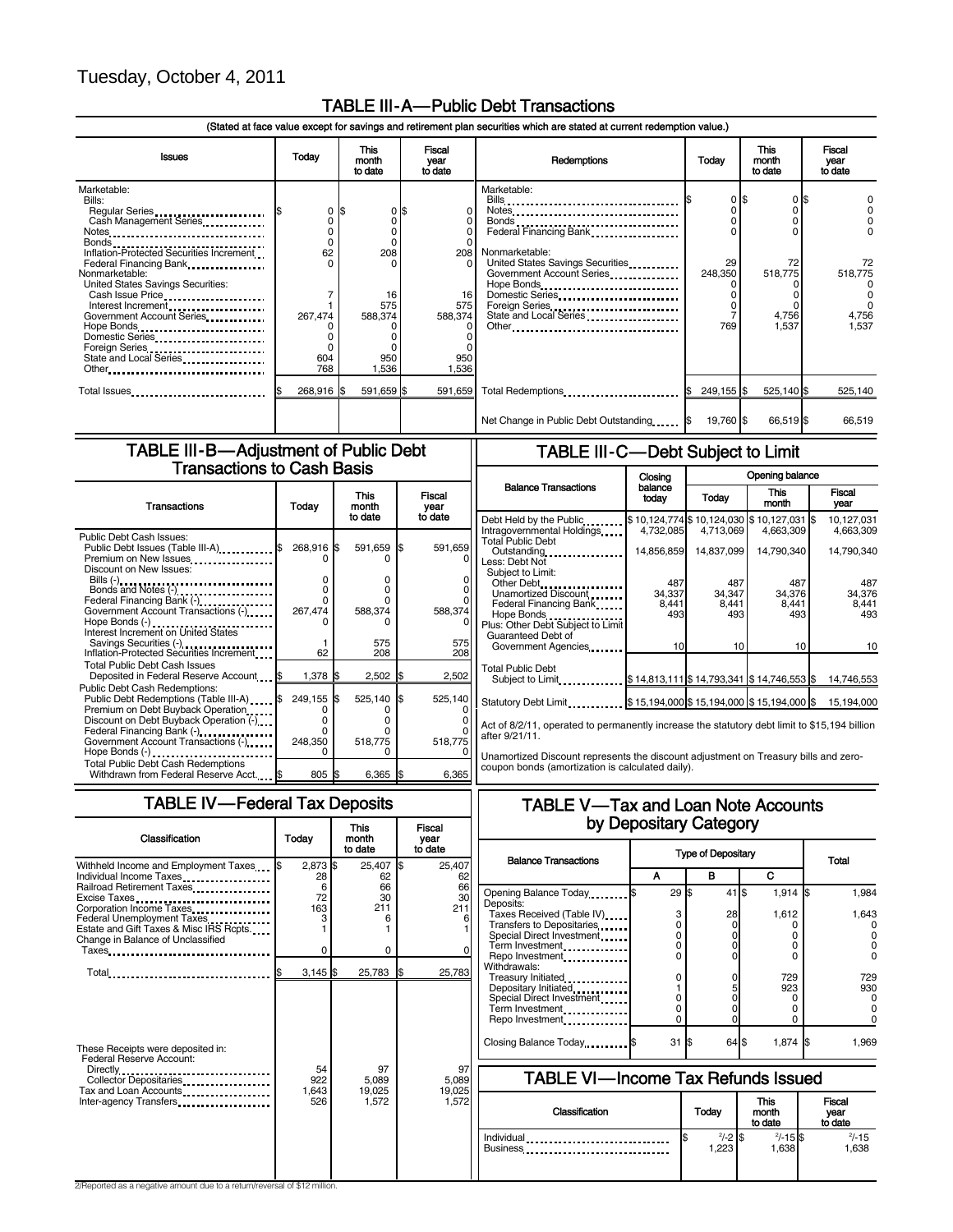Tuesday, October 4, 2011

## TABLE III-A—Public Debt Transactions

(Stated at face value except for savings and retirement plan securities which are stated at current redemption value.)

| Issues | Today | This month to date | Fiscal year to date |
|---|---|---|---|
| Marketable: | | | |
| Bills: | | | |
| Regular Series | $ 0 | $ 0 | $ 0 |
| Cash Management Series | 0 | 0 | 0 |
| Notes | 0 | 0 | 0 |
| Bonds | 0 | 0 | 0 |
| Inflation-Protected Securities Increment | 62 | 208 | 208 |
| Federal Financing Bank | 0 | 0 | 0 |
| Nonmarketable: | | | |
| United States Savings Securities: | | | |
| Cash Issue Price | 7 | 16 | 16 |
| Interest Increment | 1 | 575 | 575 |
| Government Account Series | 267,474 | 588,374 | 588,374 |
| Hope Bonds | 0 | 0 | 0 |
| Domestic Series | 0 | 0 | 0 |
| Foreign Series | 0 | 0 | 0 |
| State and Local Series | 604 | 950 | 950 |
| Other | 768 | 1,536 | 1,536 |
| Total Issues | $ 268,916 | $ 591,659 | $ 591,659 |

| Redemptions | Today | This month to date | Fiscal year to date |
|---|---|---|---|
| Marketable: | | | |
| Bills | $ 0 | $ 0 | $ 0 |
| Notes | 0 | 0 | 0 |
| Bonds | 0 | 0 | 0 |
| Federal Financing Bank | 0 | 0 | 0 |
| Nonmarketable: | | | |
| United States Savings Securities | 29 | 72 | 72 |
| Government Account Series | 248,350 | 518,775 | 518,775 |
| Hope Bonds | 0 | 0 | 0 |
| Domestic Series | 0 | 0 | 0 |
| Foreign Series | 0 | 0 | 0 |
| State and Local Series | 7 | 4,756 | 4,756 |
| Other | 769 | 1,537 | 1,537 |
| Total Redemptions | $ 249,155 | $ 525,140 | $ 525,140 |
| Net Change in Public Debt Outstanding | $ 19,760 | $ 66,519 | $ 66,519 |

## TABLE III-B—Adjustment of Public Debt Transactions to Cash Basis

| Transactions | Today | This month to date | Fiscal year to date |
|---|---|---|---|
| Public Debt Cash Issues: | | | |
| Public Debt Issues (Table III-A) | $ 268,916 | $ 591,659 | $ 591,659 |
| Premium on New Issues | 0 | 0 | 0 |
| Discount on New Issues: | | | |
| Bills (-) | 0 | 0 | 0 |
| Bonds and Notes (-) | 0 | 0 | 0 |
| Federal Financing Bank (-) | 0 | 0 | 0 |
| Government Account Transactions (-) | 267,474 | 588,374 | 588,374 |
| Hope Bonds (-) | 0 | 0 | 0 |
| Interest Increment on United States Savings Securities (-) | 1 | 575 | 575 |
| Inflation-Protected Securities Increment | 62 | 208 | 208 |
| Total Public Debt Cash Issues Deposited in Federal Reserve Account | $ 1,378 | $ 2,502 | $ 2,502 |
| Public Debt Cash Redemptions: | | | |
| Public Debt Redemptions (Table III-A) | $ 249,155 | $ 525,140 | $ 525,140 |
| Premium on Debt Buyback Operation | 0 | 0 | 0 |
| Discount on Debt Buyback Operation (-) | 0 | 0 | 0 |
| Federal Financing Bank (-) | 0 | 0 | 0 |
| Government Account Transactions (-) | 248,350 | 518,775 | 518,775 |
| Hope Bonds (-) | 0 | 0 | 0 |
| Total Public Debt Cash Redemptions Withdrawn from Federal Reserve Acct. | $ 805 | $ 6,365 | $ 6,365 |

## TABLE III-C—Debt Subject to Limit

| Balance Transactions | Closing balance today | Opening balance Today | Opening balance This month | Opening balance Fiscal year |
|---|---|---|---|---|
| Debt Held by the Public | $ 10,124,774 | $ 10,124,030 | $ 10,127,031 | $ 10,127,031 |
| Intragovernmental Holdings | 4,732,085 | 4,713,069 | 4,663,309 | 4,663,309 |
| Total Public Debt Outstanding | 14,856,859 | 14,837,099 | 14,790,340 | 14,790,340 |
| Less: Debt Not Subject to Limit: | | | | |
| Other Debt | 487 | 487 | 487 | 487 |
| Unamortized Discount | 34,337 | 34,347 | 34,376 | 34,376 |
| Federal Financing Bank | 8,441 | 8,441 | 8,441 | 8,441 |
| Hope Bonds | 493 | 493 | 493 | 493 |
| Plus: Other Debt Subject to Limit Guaranteed Debt of Government Agencies | 10 | 10 | 10 | 10 |
| Total Public Debt Subject to Limit | $ 14,813,111 | $ 14,793,341 | $ 14,746,553 | $ 14,746,553 |
| Statutory Debt Limit | $ 15,194,000 | $ 15,194,000 | $ 15,194,000 | $ 15,194,000 |

Act of 8/2/11, operated to permanently increase the statutory debt limit to $15,194 billion after 9/21/11.

Unamortized Discount represents the discount adjustment on Treasury bills and zero-coupon bonds (amortization is calculated daily).

## TABLE IV—Federal Tax Deposits

| Classification | Today | This month to date | Fiscal year to date |
|---|---|---|---|
| Withheld Income and Employment Taxes | $ 2,873 | $ 25,407 | $ 25,407 |
| Individual Income Taxes | 28 | 62 | 62 |
| Railroad Retirement Taxes | 6 | 66 | 66 |
| Excise Taxes | 72 | 30 | 30 |
| Corporation Income Taxes | 163 | 211 | 211 |
| Federal Unemployment Taxes | 3 | 6 | 6 |
| Estate and Gift Taxes & Misc IRS Rcpts. | 1 | 1 | 1 |
| Change in Balance of Unclassified Taxes | 0 | 0 | 0 |
| Total | $ 3,145 | $ 25,783 | $ 25,783 |
| These Receipts were deposited in: | | | |
| Federal Reserve Account: | | | |
| Directly | 54 | 97 | 97 |
| Collector Depositaries | 922 | 5,089 | 5,089 |
| Tax and Loan Accounts | 1,643 | 19,025 | 19,025 |
| Inter-agency Transfers | 526 | 1,572 | 1,572 |

## TABLE V—Tax and Loan Note Accounts by Depositary Category

| Balance Transactions | Type of Depositary A | Type of Depositary B | Type of Depositary C | Total |
|---|---|---|---|---|
| Opening Balance Today | $ 29 | $ 41 | $ 1,914 | $ 1,984 |
| Deposits: | | | | |
| Taxes Received (Table IV) | 3 | 28 | 1,612 | 1,643 |
| Transfers to Depositaries | 0 | 0 | 0 | 0 |
| Special Direct Investment | 0 | 0 | 0 | 0 |
| Term Investment | 0 | 0 | 0 | 0 |
| Repo Investment | 0 | 0 | 0 | 0 |
| Withdrawals: | | | | |
| Treasury Initiated | 0 | 0 | 729 | 729 |
| Depositary Initiated | 1 | 5 | 923 | 930 |
| Special Direct Investment | 0 | 0 | 0 | 0 |
| Term Investment | 0 | 0 | 0 | 0 |
| Repo Investment | 0 | 0 | 0 | 0 |
| Closing Balance Today | $ 31 | $ 64 | $ 1,874 | $ 1,969 |

## TABLE VI—Income Tax Refunds Issued

| Classification | Today | This month to date | Fiscal year to date |
|---|---|---|---|
| Individual | $ [2]/-2 | $ [2]/-15 | $ [2]/-15 |
| Business | 1,223 | 1,638 | 1,638 |

2/Reported as a negative amount due to a return/reversal of $12 million.